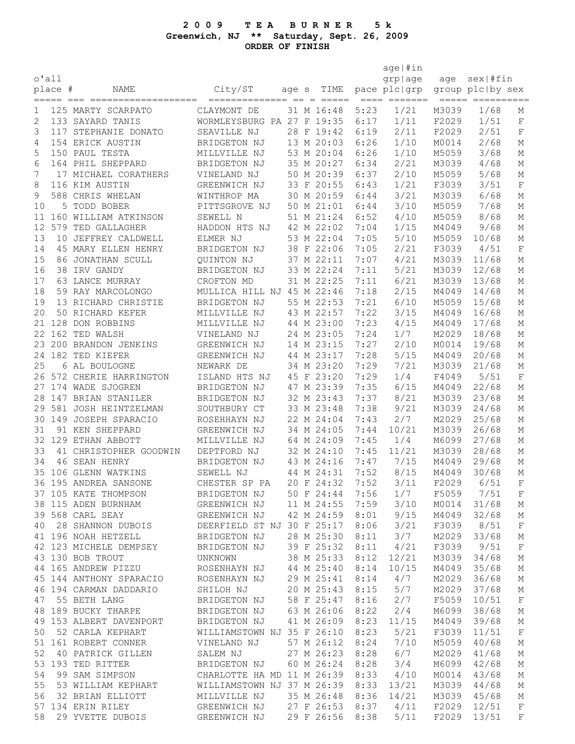# 2009 TEA BURNER 5k

**Greenwich, NJ ** Saturday, Sept. 26, 2009**

**ORDER OF FINISH**

| o'all place | # | NAME | City/ST | age | s | TIME | pace | age\|#in grp\|age plc\|grp | age group | sex\|#fin plc\|by sex | |
|---|---|---|---|---|---|---|---|---|---|---|---|
| 1 | 125 | MARTY SCARPATO | CLAYMONT DE | 31 | M | 16:48 | 5:23 | 1/21 | M3039 | 1/68 | M |
| 2 | 133 | SAYARD TANIS | WORMLEYSBURG PA | 27 | F | 19:35 | 6:17 | 1/11 | F2029 | 1/51 | F |
| 3 | 117 | STEPHANIE DONATO | SEAVILLE NJ | 28 | F | 19:42 | 6:19 | 2/11 | F2029 | 2/51 | F |
| 4 | 154 | ERICK AUSTIN | BRIDGETON NJ | 13 | M | 20:03 | 6:26 | 1/10 | M0014 | 2/68 | M |
| 5 | 150 | PAUL TESTA | MILLVILLE NJ | 53 | M | 20:04 | 6:26 | 1/10 | M5059 | 3/68 | M |
| 6 | 164 | PHIL SHEPPARD | BRIDGETON NJ | 35 | M | 20:27 | 6:34 | 2/21 | M3039 | 4/68 | M |
| 7 | 17 | MICHAEL CORATHERS | VINELAND NJ | 50 | M | 20:39 | 6:37 | 2/10 | M5059 | 5/68 | M |
| 8 | 116 | KIM AUSTIN | GREENWICH NJ | 33 | F | 20:55 | 6:43 | 1/21 | F3039 | 3/51 | F |
| 9 | 588 | CHRIS WHELAN | WINTHROP MA | 30 | M | 20:59 | 6:44 | 3/21 | M3039 | 6/68 | M |
| 10 | 5 | TODD BOBER | PITTSGROVE NJ | 50 | M | 21:01 | 6:44 | 3/10 | M5059 | 7/68 | M |
| 11 | 160 | WILLIAM ATKINSON | SEWELL N | 51 | M | 21:24 | 6:52 | 4/10 | M5059 | 8/68 | M |
| 12 | 579 | TED GALLAGHER | HADDON HTS NJ | 42 | M | 22:02 | 7:04 | 1/15 | M4049 | 9/68 | M |
| 13 | 10 | JEFFREY CALDWELL | ELMER NJ | 53 | M | 22:04 | 7:05 | 5/10 | M5059 | 10/68 | M |
| 14 | 45 | MARY ELLEN HENRY | BRIDGETON NJ | 38 | F | 22:06 | 7:05 | 2/21 | F3039 | 4/51 | F |
| 15 | 86 | JONATHAN SCULL | QUINTON NJ | 37 | M | 22:11 | 7:07 | 4/21 | M3039 | 11/68 | M |
| 16 | 38 | IRV GANDY | BRIDGETON NJ | 33 | M | 22:24 | 7:11 | 5/21 | M3039 | 12/68 | M |
| 17 | 63 | LANCE MURRAY | CROFTON MD | 31 | M | 22:25 | 7:11 | 6/21 | M3039 | 13/68 | M |
| 18 | 59 | RAY MARCOLONGO | MULLICA HILL NJ | 45 | M | 22:46 | 7:18 | 2/15 | M4049 | 14/68 | M |
| 19 | 13 | RICHARD CHRISTIE | BRIDGETON NJ | 55 | M | 22:53 | 7:21 | 6/10 | M5059 | 15/68 | M |
| 20 | 50 | RICHARD KEFER | MILLVILLE NJ | 43 | M | 22:57 | 7:22 | 3/15 | M4049 | 16/68 | M |
| 21 | 128 | DON ROBBINS | MILLVILLE NJ | 44 | M | 23:00 | 7:23 | 4/15 | M4049 | 17/68 | M |
| 22 | 162 | TED WALSH | VINELAND NJ | 24 | M | 23:05 | 7:24 | 1/7 | M2029 | 18/68 | M |
| 23 | 200 | BRANDON JENKINS | GREENWICH NJ | 14 | M | 23:15 | 7:27 | 2/10 | M0014 | 19/68 | M |
| 24 | 182 | TED KIEFER | GREENWICH NJ | 44 | M | 23:17 | 7:28 | 5/15 | M4049 | 20/68 | M |
| 25 | 6 | AL BOULOGNE | NEWARK DE | 34 | M | 23:20 | 7:29 | 7/21 | M3039 | 21/68 | M |
| 26 | 572 | CHERIE HARRINGTON | ISLAND HTS NJ | 45 | F | 23:20 | 7:29 | 1/4 | F4049 | 5/51 | F |
| 27 | 174 | WADE SJOGREN | BRIDGETON NJ | 47 | M | 23:39 | 7:35 | 6/15 | M4049 | 22/68 | M |
| 28 | 147 | BRIAN STANILER | BRIDGETON NJ | 32 | M | 23:43 | 7:37 | 8/21 | M3039 | 23/68 | M |
| 29 | 581 | JOSH HEINTZELMAN | SOUTHBURY CT | 33 | M | 23:48 | 7:38 | 9/21 | M3039 | 24/68 | M |
| 30 | 149 | JOSEPH SPARACIO | ROSEHHAYN NJ | 22 | M | 24:04 | 7:43 | 2/7 | M2029 | 25/68 | M |
| 31 | 91 | KEN SHEPPARD | GREENWICH NJ | 34 | M | 24:05 | 7:44 | 10/21 | M3039 | 26/68 | M |
| 32 | 129 | ETHAN ABBOTT | MILLVILLE NJ | 64 | M | 24:09 | 7:45 | 1/4 | M6099 | 27/68 | M |
| 33 | 41 | CHRISTOPHER GOODWIN | DEPTFORD NJ | 32 | M | 24:10 | 7:45 | 11/21 | M3039 | 28/68 | M |
| 34 | 46 | SEAN HENRY | BRIDGETON NJ | 43 | M | 24:16 | 7:47 | 7/15 | M4049 | 29/68 | M |
| 35 | 106 | GLENN WATKINS | SEWELL NJ | 44 | M | 24:31 | 7:52 | 8/15 | M4049 | 30/68 | M |
| 36 | 195 | ANDREA SANSONE | CHESTER SP PA | 20 | F | 24:32 | 7:52 | 3/11 | F2029 | 6/51 | F |
| 37 | 105 | KATE THOMPSON | BRIDGETON NJ | 50 | F | 24:44 | 7:56 | 1/7 | F5059 | 7/51 | F |
| 38 | 115 | ADEN BURNHAM | GREENWICH NJ | 11 | M | 24:55 | 7:59 | 3/10 | M0014 | 31/68 | M |
| 39 | 568 | CARL SEAY | GREENWICH NJ | 42 | M | 24:59 | 8:01 | 9/15 | M4049 | 32/68 | M |
| 40 | 28 | SHANNON DUBOIS | DEERFIELD ST NJ | 30 | F | 25:17 | 8:06 | 3/21 | F3039 | 8/51 | F |
| 41 | 196 | NOAH HETZELL | BRIDGETON NJ | 28 | M | 25:30 | 8:11 | 3/7 | M2029 | 33/68 | M |
| 42 | 123 | MICHELE DEMPSEY | BRIDGETON NJ | 39 | F | 25:32 | 8:11 | 4/21 | F3039 | 9/51 | F |
| 43 | 130 | BOB TROUT | UNKNOWN | 38 | M | 25:33 | 8:12 | 12/21 | M3039 | 34/68 | M |
| 44 | 165 | ANDREW PIZZU | ROSENHAYN NJ | 44 | M | 25:40 | 8:14 | 10/15 | M4049 | 35/68 | M |
| 45 | 144 | ANTHONY SPARACIO | ROSENHAYN NJ | 29 | M | 25:41 | 8:14 | 4/7 | M2029 | 36/68 | M |
| 46 | 194 | CARMAN DADDARIO | SHILOH NJ | 20 | M | 25:43 | 8:15 | 5/7 | M2029 | 37/68 | M |
| 47 | 55 | BETH LANG | BRIDGETON NJ | 58 | F | 25:47 | 8:16 | 2/7 | F5059 | 10/51 | F |
| 48 | 189 | BUCKY THARPE | BRIDGETON NJ | 63 | M | 26:06 | 8:22 | 2/4 | M6099 | 38/68 | M |
| 49 | 153 | ALBERT DAVENPORT | BRIDGETON NJ | 41 | M | 26:09 | 8:23 | 11/15 | M4049 | 39/68 | M |
| 50 | 52 | CARLA KEPHART | WILLIAMSTOWN NJ | 35 | F | 26:10 | 8:23 | 5/21 | F3039 | 11/51 | F |
| 51 | 161 | ROBERT CONNER | VINELAND NJ | 57 | M | 26:12 | 8:24 | 7/10 | M5059 | 40/68 | M |
| 52 | 40 | PATRICK GILLEN | SALEM NJ | 27 | M | 26:23 | 8:28 | 6/7 | M2029 | 41/68 | M |
| 53 | 193 | TED RITTER | BRIDGETON NJ | 60 | M | 26:24 | 8:28 | 3/4 | M6099 | 42/68 | M |
| 54 | 99 | SAM SIMPSON | CHARLOTTE HA MD | 11 | M | 26:39 | 8:33 | 4/10 | M0014 | 43/68 | M |
| 55 | 53 | WILLIAM KEPHART | WILLIAMSTOWN NJ | 37 | M | 26:39 | 8:33 | 13/21 | M3039 | 44/68 | M |
| 56 | 32 | BRIAN ELLIOTT | MILLVILLE NJ | 35 | M | 26:48 | 8:36 | 14/21 | M3039 | 45/68 | M |
| 57 | 134 | ERIN RILEY | GREENWICH NJ | 27 | F | 26:53 | 8:37 | 4/11 | F2029 | 12/51 | F |
| 58 | 29 | YVETTE DUBOIS | GREENWICH NJ | 29 | F | 26:56 | 8:38 | 5/11 | F2029 | 13/51 | F |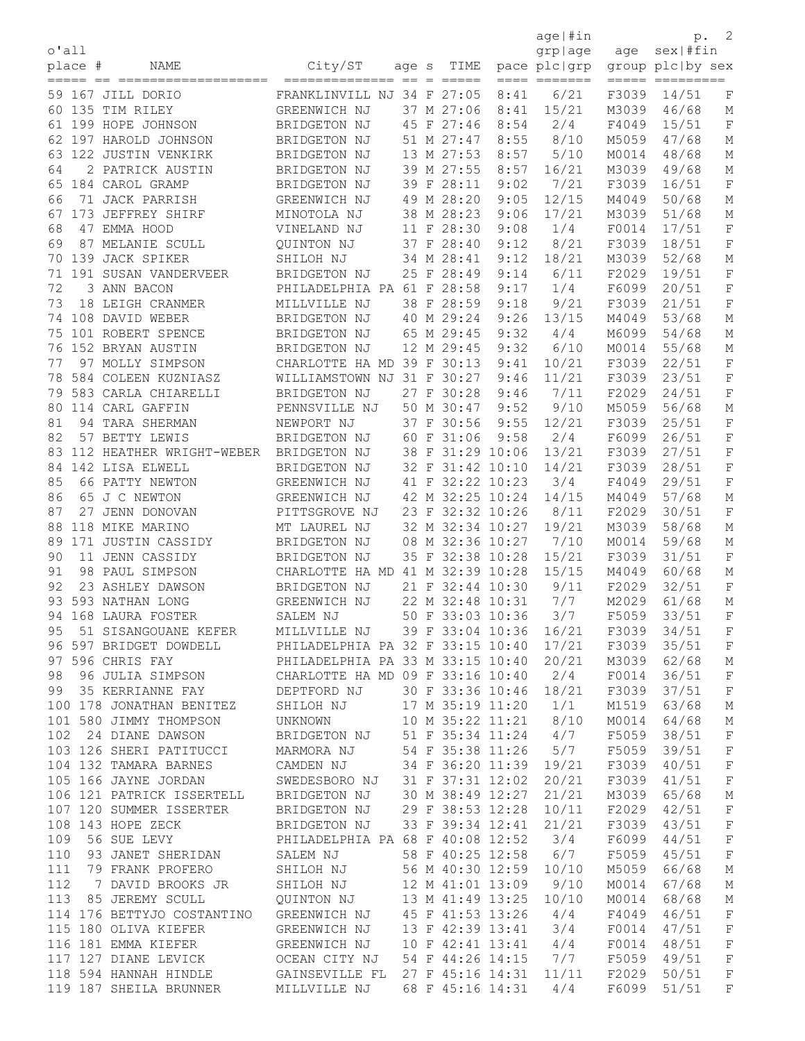| o'all place | # | NAME | City/ST | age | s | TIME | pace | age grp plc | #in grp | age group | sex plc | #fin by sex |
|---|---|---|---|---|---|---|---|---|---|---|---|---|
| 59 | 167 | JILL DORIO | FRANKLINVILL NJ | 34 | F | 27:05 | 8:41 | 6/21 | | F3039 | 14/51 | F |
| 60 | 135 | TIM RILEY | GREENWICH NJ | 37 | M | 27:06 | 8:41 | 15/21 | | M3039 | 46/68 | M |
| 61 | 199 | HOPE JOHNSON | BRIDGETON NJ | 45 | F | 27:46 | 8:54 | 2/4 | | F4049 | 15/51 | F |
| 62 | 197 | HAROLD JOHNSON | BRIDGETON NJ | 51 | M | 27:47 | 8:55 | 8/10 | | M5059 | 47/68 | M |
| 63 | 122 | JUSTIN VENKIRK | BRIDGETON NJ | 13 | M | 27:53 | 8:57 | 5/10 | | M0014 | 48/68 | M |
| 64 | 2 | PATRICK AUSTIN | BRIDGETON NJ | 39 | M | 27:55 | 8:57 | 16/21 | | M3039 | 49/68 | M |
| 65 | 184 | CAROL GRAMP | BRIDGETON NJ | 39 | F | 28:11 | 9:02 | 7/21 | | F3039 | 16/51 | F |
| 66 | 71 | JACK PARRISH | GREENWICH NJ | 49 | M | 28:20 | 9:05 | 12/15 | | M4049 | 50/68 | M |
| 67 | 173 | JEFFREY SHIRF | MINOTOLA NJ | 38 | M | 28:23 | 9:06 | 17/21 | | M3039 | 51/68 | M |
| 68 | 47 | EMMA HOOD | VINELAND NJ | 11 | F | 28:30 | 9:08 | 1/4 | | F0014 | 17/51 | F |
| 69 | 87 | MELANIE SCULL | QUINTON NJ | 37 | F | 28:40 | 9:12 | 8/21 | | F3039 | 18/51 | F |
| 70 | 139 | JACK SPIKER | SHILOH NJ | 34 | M | 28:41 | 9:12 | 18/21 | | M3039 | 52/68 | M |
| 71 | 191 | SUSAN VANDERVEER | BRIDGETON NJ | 25 | F | 28:49 | 9:14 | 6/11 | | F2029 | 19/51 | F |
| 72 | 3 | ANN BACON | PHILADELPHIA PA | 61 | F | 28:58 | 9:17 | 1/4 | | F6099 | 20/51 | F |
| 73 | 18 | LEIGH CRANMER | MILLVILLE NJ | 38 | F | 28:59 | 9:18 | 9/21 | | F3039 | 21/51 | F |
| 74 | 108 | DAVID WEBER | BRIDGETON NJ | 40 | M | 29:24 | 9:26 | 13/15 | | M4049 | 53/68 | M |
| 75 | 101 | ROBERT SPENCE | BRIDGETON NJ | 65 | M | 29:45 | 9:32 | 4/4 | | M6099 | 54/68 | M |
| 76 | 152 | BRYAN AUSTIN | BRIDGETON NJ | 12 | M | 29:45 | 9:32 | 6/10 | | M0014 | 55/68 | M |
| 77 | 97 | MOLLY SIMPSON | CHARLOTTE HA MD | 39 | F | 30:13 | 9:41 | 10/21 | | F3039 | 22/51 | F |
| 78 | 584 | COLEEN KUZNIASZ | WILLIAMSTOWN NJ | 31 | F | 30:27 | 9:46 | 11/21 | | F3039 | 23/51 | F |
| 79 | 583 | CARLA CHIARELLI | BRIDGETON NJ | 27 | F | 30:28 | 9:46 | 7/11 | | F2029 | 24/51 | F |
| 80 | 114 | CARL GAFFIN | PENNSVILLE NJ | 50 | M | 30:47 | 9:52 | 9/10 | | M5059 | 56/68 | M |
| 81 | 94 | TARA SHERMAN | NEWPORT NJ | 37 | F | 30:56 | 9:55 | 12/21 | | F3039 | 25/51 | F |
| 82 | 57 | BETTY LEWIS | BRIDGETON NJ | 60 | F | 31:06 | 9:58 | 2/4 | | F6099 | 26/51 | F |
| 83 | 112 | HEATHER WRIGHT-WEBER | BRIDGETON NJ | 38 | F | 31:29 | 10:06 | 13/21 | | F3039 | 27/51 | F |
| 84 | 142 | LISA ELWELL | BRIDGETON NJ | 32 | F | 31:42 | 10:10 | 14/21 | | F3039 | 28/51 | F |
| 85 | 66 | PATTY NEWTON | GREENWICH NJ | 41 | F | 32:22 | 10:23 | 3/4 | | F4049 | 29/51 | F |
| 86 | 65 | J C NEWTON | GREENWICH NJ | 42 | M | 32:25 | 10:24 | 14/15 | | M4049 | 57/68 | M |
| 87 | 27 | JENN DONOVAN | PITTSGROVE NJ | 23 | F | 32:32 | 10:26 | 8/11 | | F2029 | 30/51 | F |
| 88 | 118 | MIKE MARINO | MT LAUREL NJ | 32 | M | 32:34 | 10:27 | 19/21 | | M3039 | 58/68 | M |
| 89 | 171 | JUSTIN CASSIDY | BRIDGETON NJ | 08 | M | 32:36 | 10:27 | 7/10 | | M0014 | 59/68 | M |
| 90 | 11 | JENN CASSIDY | BRIDGETON NJ | 35 | F | 32:38 | 10:28 | 15/21 | | F3039 | 31/51 | F |
| 91 | 98 | PAUL SIMPSON | CHARLOTTE HA MD | 41 | M | 32:39 | 10:28 | 15/15 | | M4049 | 60/68 | M |
| 92 | 23 | ASHLEY DAWSON | BRIDGETON NJ | 21 | F | 32:44 | 10:30 | 9/11 | | F2029 | 32/51 | F |
| 93 | 593 | NATHAN LONG | GREENWICH NJ | 22 | M | 32:48 | 10:31 | 7/7 | | M2029 | 61/68 | M |
| 94 | 168 | LAURA FOSTER | SALEM NJ | 50 | F | 33:03 | 10:36 | 3/7 | | F5059 | 33/51 | F |
| 95 | 51 | SISANGOUANE KEFER | MILLVILLE NJ | 39 | F | 33:04 | 10:36 | 16/21 | | F3039 | 34/51 | F |
| 96 | 597 | BRIDGET DOWDELL | PHILADELPHIA PA | 32 | F | 33:15 | 10:40 | 17/21 | | F3039 | 35/51 | F |
| 97 | 596 | CHRIS FAY | PHILADELPHIA PA | 33 | M | 33:15 | 10:40 | 20/21 | | M3039 | 62/68 | M |
| 98 | 96 | JULIA SIMPSON | CHARLOTTE HA MD | 09 | F | 33:16 | 10:40 | 2/4 | | F0014 | 36/51 | F |
| 99 | 35 | KERRIANNE FAY | DEPTFORD NJ | 30 | F | 33:36 | 10:46 | 18/21 | | F3039 | 37/51 | F |
| 100 | 178 | JONATHAN BENITEZ | SHILOH NJ | 17 | M | 35:19 | 11:20 | 1/1 | | M1519 | 63/68 | M |
| 101 | 580 | JIMMY THOMPSON | UNKNOWN | 10 | M | 35:22 | 11:21 | 8/10 | | M0014 | 64/68 | M |
| 102 | 24 | DIANE DAWSON | BRIDGETON NJ | 51 | F | 35:34 | 11:24 | 4/7 | | F5059 | 38/51 | F |
| 103 | 126 | SHERI PATITUCCI | MARMORA NJ | 54 | F | 35:38 | 11:26 | 5/7 | | F5059 | 39/51 | F |
| 104 | 132 | TAMARA BARNES | CAMDEN NJ | 34 | F | 36:20 | 11:39 | 19/21 | | F3039 | 40/51 | F |
| 105 | 166 | JAYNE JORDAN | SWEDESBORO NJ | 31 | F | 37:31 | 12:02 | 20/21 | | F3039 | 41/51 | F |
| 106 | 121 | PATRICK ISSERTELL | BRIDGETON NJ | 30 | M | 38:49 | 12:27 | 21/21 | | M3039 | 65/68 | M |
| 107 | 120 | SUMMER ISSERTER | BRIDGETON NJ | 29 | F | 38:53 | 12:28 | 10/11 | | F2029 | 42/51 | F |
| 108 | 143 | HOPE ZECK | BRIDGETON NJ | 33 | F | 39:34 | 12:41 | 21/21 | | F3039 | 43/51 | F |
| 109 | 56 | SUE LEVY | PHILADELPHIA PA | 68 | F | 40:08 | 12:52 | 3/4 | | F6099 | 44/51 | F |
| 110 | 93 | JANET SHERIDAN | SALEM NJ | 58 | F | 40:25 | 12:58 | 6/7 | | F5059 | 45/51 | F |
| 111 | 79 | FRANK PROFERO | SHILOH NJ | 56 | M | 40:30 | 12:59 | 10/10 | | M5059 | 66/68 | M |
| 112 | 7 | DAVID BROOKS JR | SHILOH NJ | 12 | M | 41:01 | 13:09 | 9/10 | | M0014 | 67/68 | M |
| 113 | 85 | JEREMY SCULL | QUINTON NJ | 13 | M | 41:49 | 13:25 | 10/10 | | M0014 | 68/68 | M |
| 114 | 176 | BETTYJO COSTANTINO | GREENWICH NJ | 45 | F | 41:53 | 13:26 | 4/4 | | F4049 | 46/51 | F |
| 115 | 180 | OLIVA KIEFER | GREENWICH NJ | 13 | F | 42:39 | 13:41 | 3/4 | | F0014 | 47/51 | F |
| 116 | 181 | EMMA KIEFER | GREENWICH NJ | 10 | F | 42:41 | 13:41 | 4/4 | | F0014 | 48/51 | F |
| 117 | 127 | DIANE LEVICK | OCEAN CITY NJ | 54 | F | 44:26 | 14:15 | 7/7 | | F5059 | 49/51 | F |
| 118 | 594 | HANNAH HINDLE | GAINSEVILLE FL | 27 | F | 45:16 | 14:31 | 11/11 | | F2029 | 50/51 | F |
| 119 | 187 | SHEILA BRUNNER | MILLVILLE NJ | 68 | F | 45:16 | 14:31 | 4/4 | | F6099 | 51/51 | F |